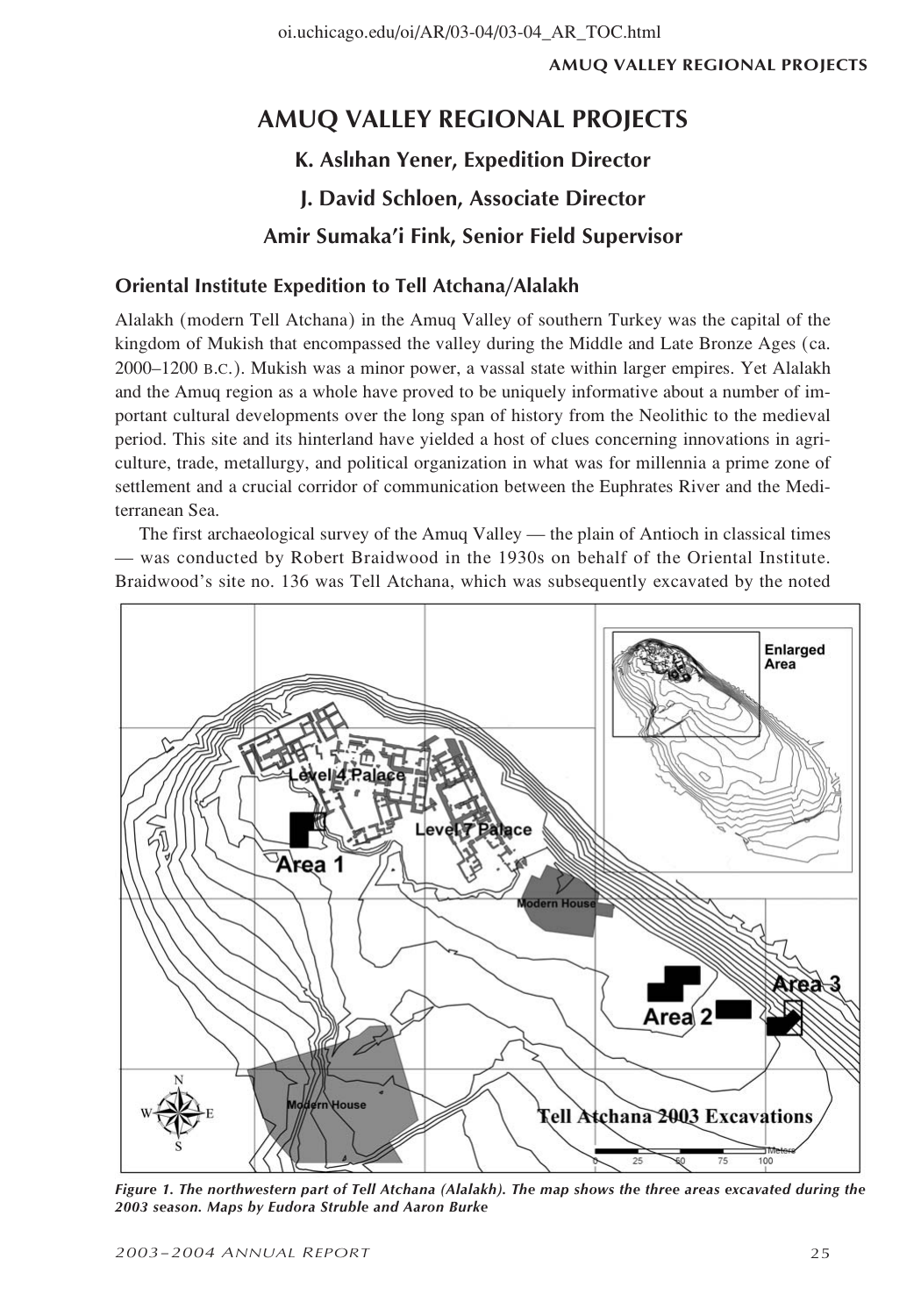# AMUQ VALLEY REGIONAL PROJECTS

**K. Aslıhan Yener, Expedition Director**

**J. David Schloen, Associate Director**

**Amir Sumaka'i Fink, Senior Field Supervisor**

## Oriental Institute Expedition to Tell Atchana/Alalakh

Alalakh (modern Tell Atchana) in the Amuq Valley of southern Turkey was the capital of the kingdom of Mukish that encompassed the valley during the Middle and Late Bronze Ages (ca. 2000–1200 B.C.). Mukish was a minor power, a vassal state within larger empires. Yet Alalakh and the Amuq region as a whole have proved to be uniquely informative about a number of important cultural developments over the long span of history from the Neolithic to the medieval period. This site and its hinterland have yielded a host of clues concerning innovations in agriculture, trade, metallurgy, and political organization in what was for millennia a prime zone of settlement and a crucial corridor of communication between the Euphrates River and the Mediterranean Sea.

The first archaeological survey of the Amuq Valley — the plain of Antioch in classical times — was conducted by Robert Braidwood in the 1930s on behalf of the Oriental Institute. Braidwood's site no. 136 was Tell Atchana, which was subsequently excavated by the noted

*Figure 1. The northwestern part of Tell Atchana (Alalakh). The map shows the three areas excavated during the 2003 season. Maps by Eudora Struble and Aaron Burke*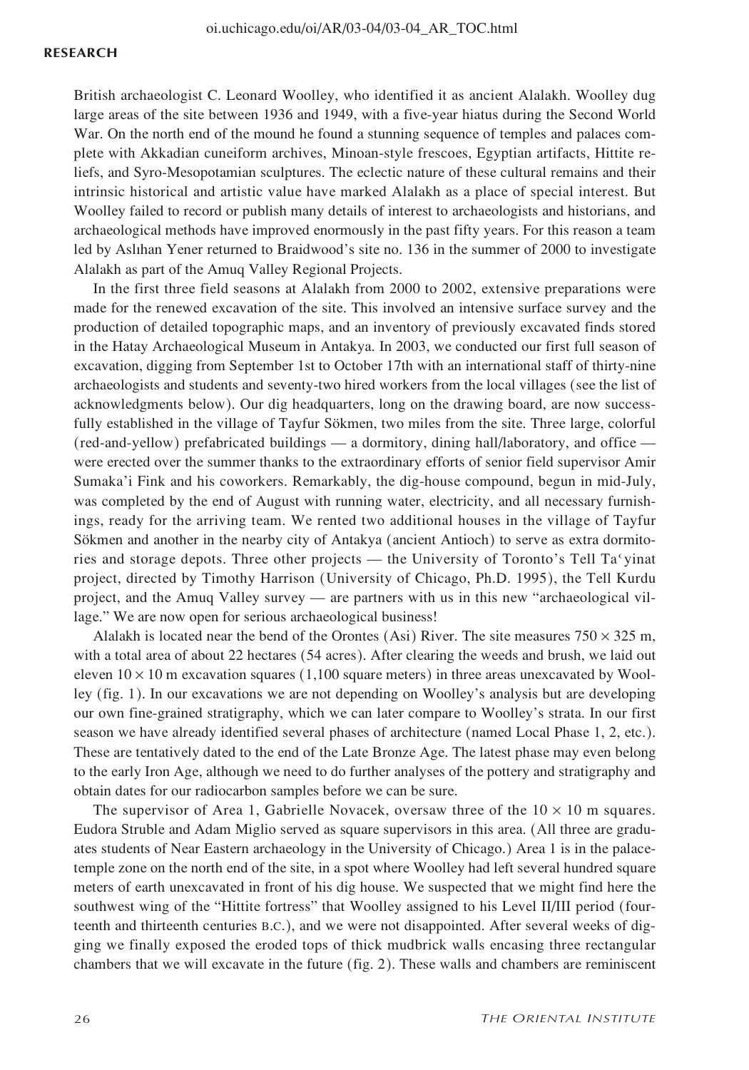British archaeologist C. Leonard Woolley, who identified it as ancient Alalakh. Woolley dug large areas of the site between 1936 and 1949, with a five-year hiatus during the Second World War. On the north end of the mound he found a stunning sequence of temples and palaces complete with Akkadian cuneiform archives, Minoan-style frescoes, Egyptian artifacts, Hittite reliefs, and Syro-Mesopotamian sculptures. The eclectic nature of these cultural remains and their intrinsic historical and artistic value have marked Alalakh as a place of special interest. But Woolley failed to record or publish many details of interest to archaeologists and historians, and archaeological methods have improved enormously in the past fifty years. For this reason a team led by Aslıhan Yener returned to Braidwood's site no. 136 in the summer of 2000 to investigate Alalakh as part of the Amuq Valley Regional Projects.

In the first three field seasons at Alalakh from 2000 to 2002, extensive preparations were made for the renewed excavation of the site. This involved an intensive surface survey and the production of detailed topographic maps, and an inventory of previously excavated finds stored in the Hatay Archaeological Museum in Antakya. In 2003, we conducted our first full season of excavation, digging from September 1st to October 17th with an international staff of thirty-nine archaeologists and students and seventy-two hired workers from the local villages (see the list of acknowledgments below). Our dig headquarters, long on the drawing board, are now successfully established in the village of Tayfur Sökmen, two miles from the site. Three large, colorful (red-and-yellow) prefabricated buildings — a dormitory, dining hall/laboratory, and office — were erected over the summer thanks to the extraordinary efforts of senior field supervisor Amir Sumaka'i Fink and his coworkers. Remarkably, the dig-house compound, begun in mid-July, was completed by the end of August with running water, electricity, and all necessary furnishings, ready for the arriving team. We rented two additional houses in the village of Tayfur Sökmen and another in the nearby city of Antakya (ancient Antioch) to serve as extra dormitories and storage depots. Three other projects — the University of Toronto's Tell Ta'yinat project, directed by Timothy Harrison (University of Chicago, Ph.D. 1995), the Tell Kurdu project, and the Amuq Valley survey — are partners with us in this new "archaeological village." We are now open for serious archaeological business!

Alalakh is located near the bend of the Orontes (Asi) River. The site measures 750 × 325 m, with a total area of about 22 hectares (54 acres). After clearing the weeds and brush, we laid out eleven 10 × 10 m excavation squares (1,100 square meters) in three areas unexcavated by Woolley (fig. 1). In our excavations we are not depending on Woolley's analysis but are developing our own fine-grained stratigraphy, which we can later compare to Woolley's strata. In our first season we have already identified several phases of architecture (named Local Phase 1, 2, etc.). These are tentatively dated to the end of the Late Bronze Age. The latest phase may even belong to the early Iron Age, although we need to do further analyses of the pottery and stratigraphy and obtain dates for our radiocarbon samples before we can be sure.

The supervisor of Area 1, Gabrielle Novacek, oversaw three of the 10 × 10 m squares. Eudora Struble and Adam Miglio served as square supervisors in this area. (All three are graduates students of Near Eastern archaeology in the University of Chicago.) Area 1 is in the palace-temple zone on the north end of the site, in a spot where Woolley had left several hundred square meters of earth unexcavated in front of his dig house. We suspected that we might find here the southwest wing of the "Hittite fortress" that Woolley assigned to his Level II/III period (fourteenth and thirteenth centuries B.C.), and we were not disappointed. After several weeks of digging we finally exposed the eroded tops of thick mudbrick walls encasing three rectangular chambers that we will excavate in the future (fig. 2). These walls and chambers are reminiscent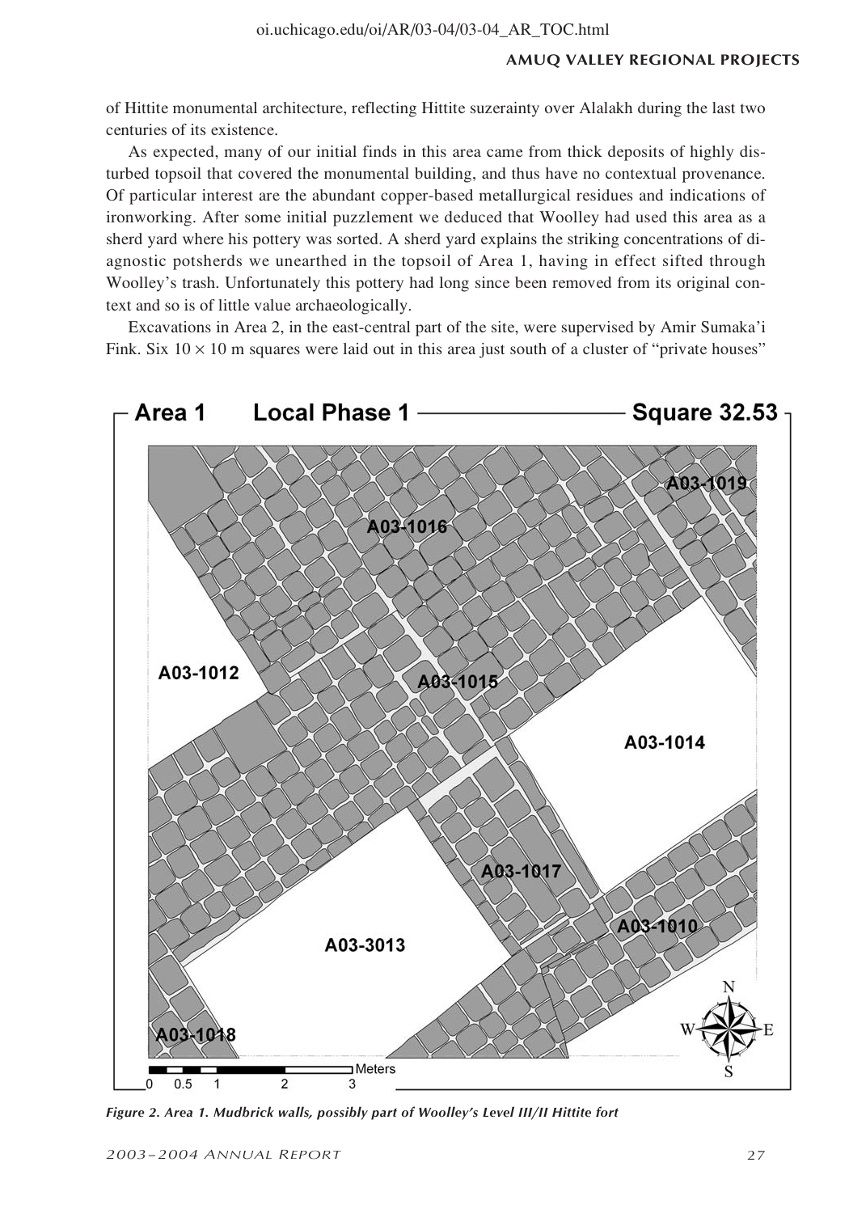of Hittite monumental architecture, reflecting Hittite suzerainty over Alalakh during the last two centuries of its existence.

As expected, many of our initial finds in this area came from thick deposits of highly disturbed topsoil that covered the monumental building, and thus have no contextual provenance. Of particular interest are the abundant copper-based metallurgical residues and indications of ironworking. After some initial puzzlement we deduced that Woolley had used this area as a sherd yard where his pottery was sorted. A sherd yard explains the striking concentrations of diagnostic potsherds we unearthed in the topsoil of Area 1, having in effect sifted through Woolley's trash. Unfortunately this pottery had long since been removed from its original context and so is of little value archaeologically.

Excavations in Area 2, in the east-central part of the site, were supervised by Amir Sumaka'i Fink. Six 10 × 10 m squares were laid out in this area just south of a cluster of "private houses"

*Figure 2. Area 1. Mudbrick walls, possibly part of Woolley's Level III/II Hittite fort*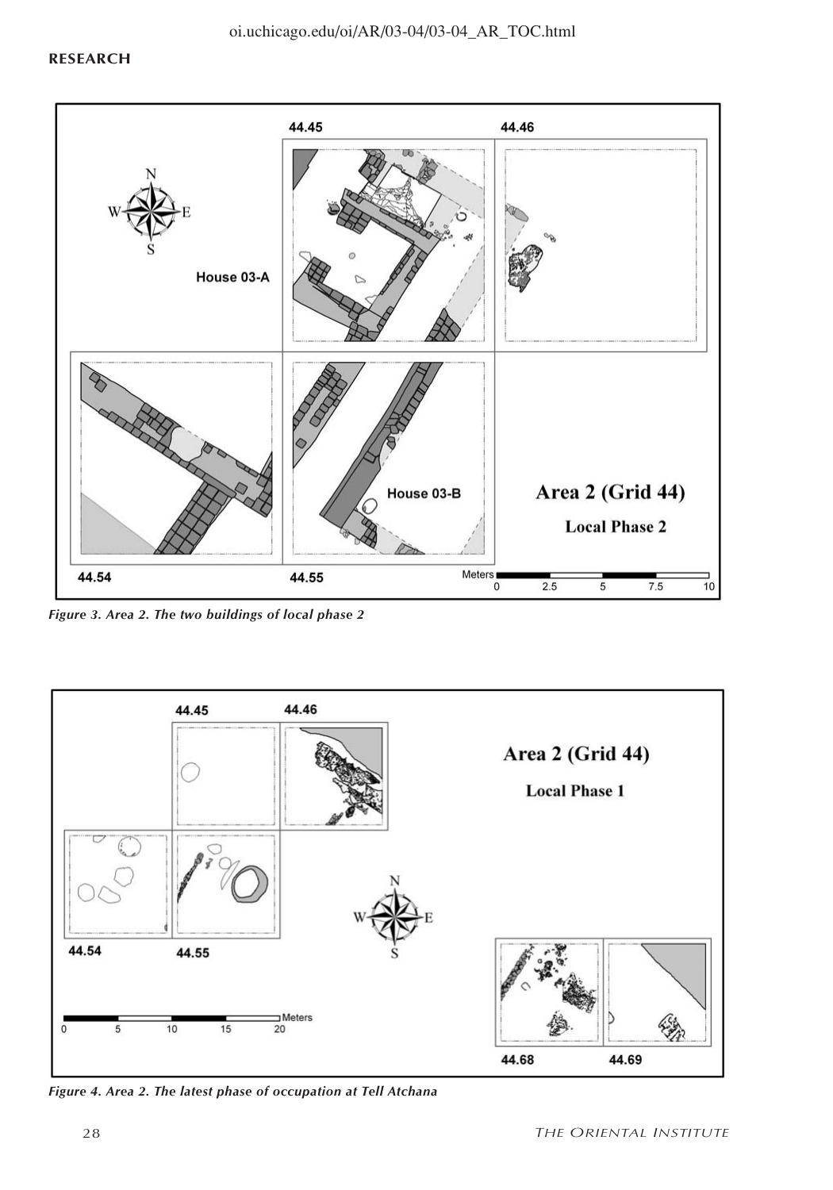*Figure 3. Area 2. The two buildings of local phase 2*

*Figure 4. Area 2. The latest phase of occupation at Tell Atchana*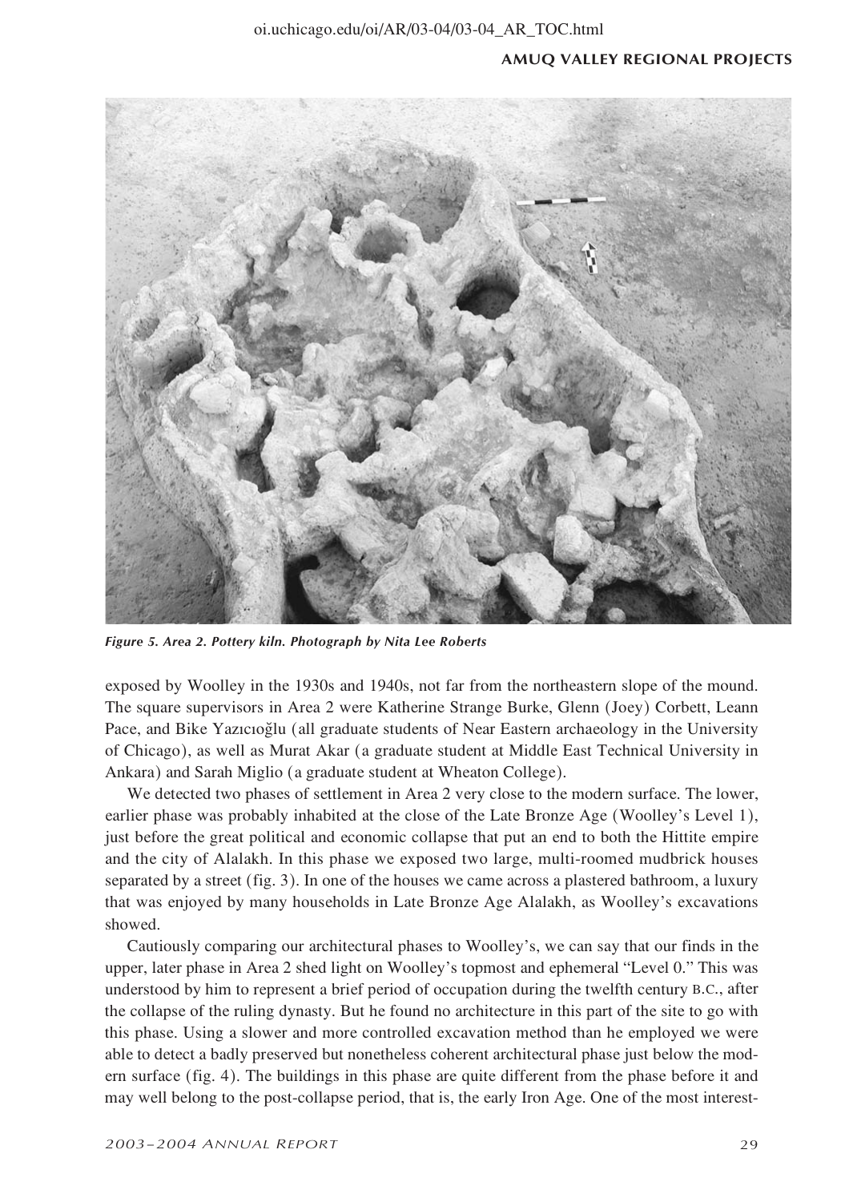*Figure 5. Area 2. Pottery kiln. Photograph by Nita Lee Roberts*

exposed by Woolley in the 1930s and 1940s, not far from the northeastern slope of the mound. The square supervisors in Area 2 were Katherine Strange Burke, Glenn (Joey) Corbett, Leann Pace, and Bike Yazıcıoğlu (all graduate students of Near Eastern archaeology in the University of Chicago), as well as Murat Akar (a graduate student at Middle East Technical University in Ankara) and Sarah Miglio (a graduate student at Wheaton College).

We detected two phases of settlement in Area 2 very close to the modern surface. The lower, earlier phase was probably inhabited at the close of the Late Bronze Age (Woolley's Level 1), just before the great political and economic collapse that put an end to both the Hittite empire and the city of Alalakh. In this phase we exposed two large, multi-roomed mudbrick houses separated by a street (fig. 3). In one of the houses we came across a plastered bathroom, a luxury that was enjoyed by many households in Late Bronze Age Alalakh, as Woolley's excavations showed.

Cautiously comparing our architectural phases to Woolley's, we can say that our finds in the upper, later phase in Area 2 shed light on Woolley's topmost and ephemeral "Level 0." This was understood by him to represent a brief period of occupation during the twelfth century B.C., after the collapse of the ruling dynasty. But he found no architecture in this part of the site to go with this phase. Using a slower and more controlled excavation method than he employed we were able to detect a badly preserved but nonetheless coherent architectural phase just below the modern surface (fig. 4). The buildings in this phase are quite different from the phase before it and may well belong to the post-collapse period, that is, the early Iron Age. One of the most interest-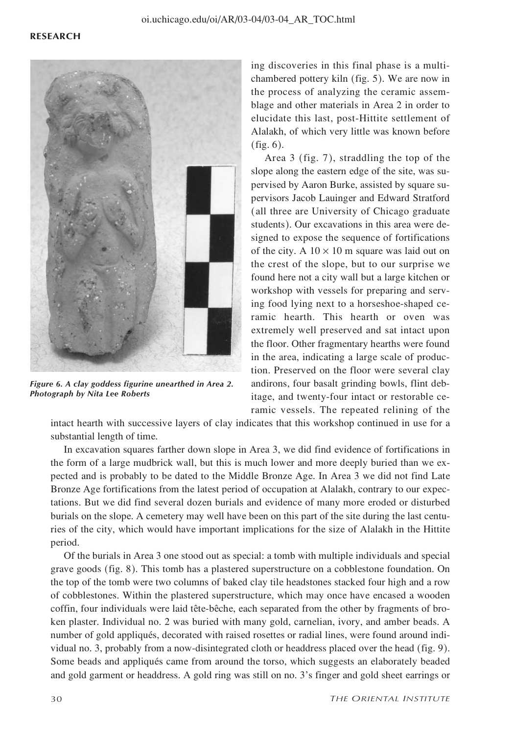ing discoveries in this final phase is a multi-chambered pottery kiln (fig. 5). We are now in the process of analyzing the ceramic assemblage and other materials in Area 2 in order to elucidate this last, post-Hittite settlement of Alalakh, of which very little was known before (fig. 6).

*Figure 6. A clay goddess figurine unearthed in Area 2. Photograph by Nita Lee Roberts*

Area 3 (fig. 7), straddling the top of the slope along the eastern edge of the site, was supervised by Aaron Burke, assisted by square supervisors Jacob Lauinger and Edward Stratford (all three are University of Chicago graduate students). Our excavations in this area were designed to expose the sequence of fortifications of the city. A 10 × 10 m square was laid out on the crest of the slope, but to our surprise we found here not a city wall but a large kitchen or workshop with vessels for preparing and serving food lying next to a horseshoe-shaped ceramic hearth. This hearth or oven was extremely well preserved and sat intact upon the floor. Other fragmentary hearths were found in the area, indicating a large scale of production. Preserved on the floor were several clay andirons, four basalt grinding bowls, flint debitage, and twenty-four intact or restorable ceramic vessels. The repeated relining of the intact hearth with successive layers of clay indicates that this workshop continued in use for a substantial length of time.

In excavation squares farther down slope in Area 3, we did find evidence of fortifications in the form of a large mudbrick wall, but this is much lower and more deeply buried than we expected and is probably to be dated to the Middle Bronze Age. In Area 3 we did not find Late Bronze Age fortifications from the latest period of occupation at Alalakh, contrary to our expectations. But we did find several dozen burials and evidence of many more eroded or disturbed burials on the slope. A cemetery may well have been on this part of the site during the last centuries of the city, which would have important implications for the size of Alalakh in the Hittite period.

Of the burials in Area 3 one stood out as special: a tomb with multiple individuals and special grave goods (fig. 8). This tomb has a plastered superstructure on a cobblestone foundation. On the top of the tomb were two columns of baked clay tile headstones stacked four high and a row of cobblestones. Within the plastered superstructure, which may once have encased a wooden coffin, four individuals were laid tête-bêche, each separated from the other by fragments of broken plaster. Individual no. 2 was buried with many gold, carnelian, ivory, and amber beads. A number of gold appliqués, decorated with raised rosettes or radial lines, were found around individual no. 3, probably from a now-disintegrated cloth or headdress placed over the head (fig. 9). Some beads and appliqués came from around the torso, which suggests an elaborately beaded and gold garment or headdress. A gold ring was still on no. 3's finger and gold sheet earrings or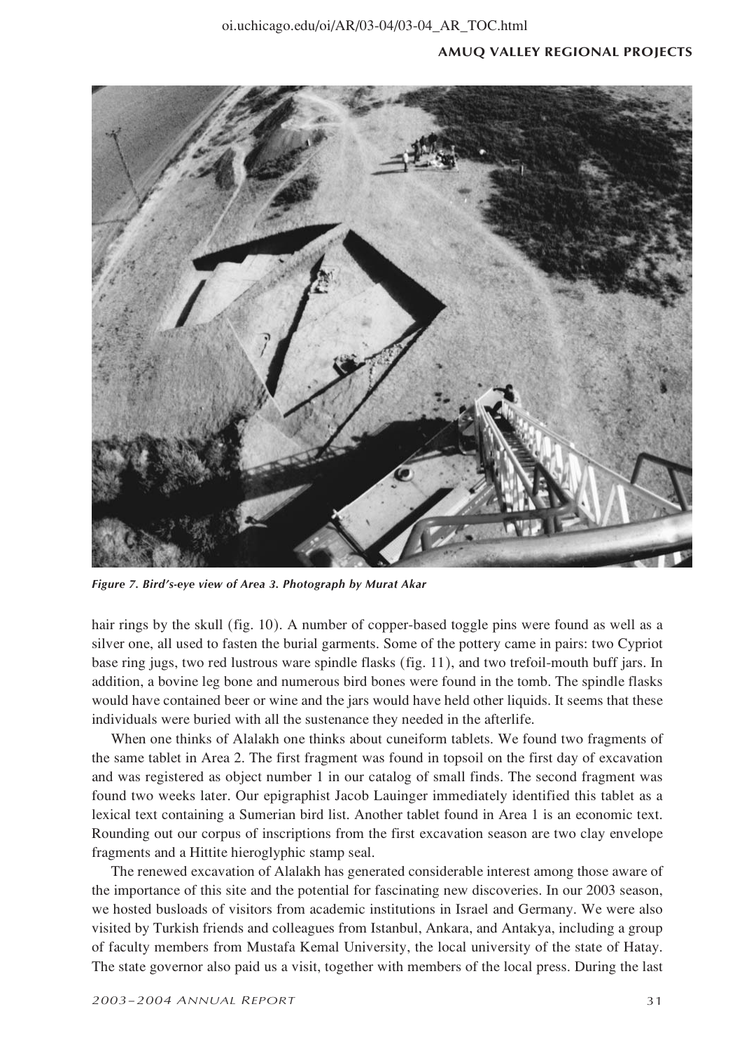*Figure 7. Bird's-eye view of Area 3. Photograph by Murat Akar*

hair rings by the skull (fig. 10). A number of copper-based toggle pins were found as well as a silver one, all used to fasten the burial garments. Some of the pottery came in pairs: two Cypriot base ring jugs, two red lustrous ware spindle flasks (fig. 11), and two trefoil-mouth buff jars. In addition, a bovine leg bone and numerous bird bones were found in the tomb. The spindle flasks would have contained beer or wine and the jars would have held other liquids. It seems that these individuals were buried with all the sustenance they needed in the afterlife.

When one thinks of Alalakh one thinks about cuneiform tablets. We found two fragments of the same tablet in Area 2. The first fragment was found in topsoil on the first day of excavation and was registered as object number 1 in our catalog of small finds. The second fragment was found two weeks later. Our epigraphist Jacob Lauinger immediately identified this tablet as a lexical text containing a Sumerian bird list. Another tablet found in Area 1 is an economic text. Rounding out our corpus of inscriptions from the first excavation season are two clay envelope fragments and a Hittite hieroglyphic stamp seal.

The renewed excavation of Alalakh has generated considerable interest among those aware of the importance of this site and the potential for fascinating new discoveries. In our 2003 season, we hosted busloads of visitors from academic institutions in Israel and Germany. We were also visited by Turkish friends and colleagues from Istanbul, Ankara, and Antakya, including a group of faculty members from Mustafa Kemal University, the local university of the state of Hatay. The state governor also paid us a visit, together with members of the local press. During the last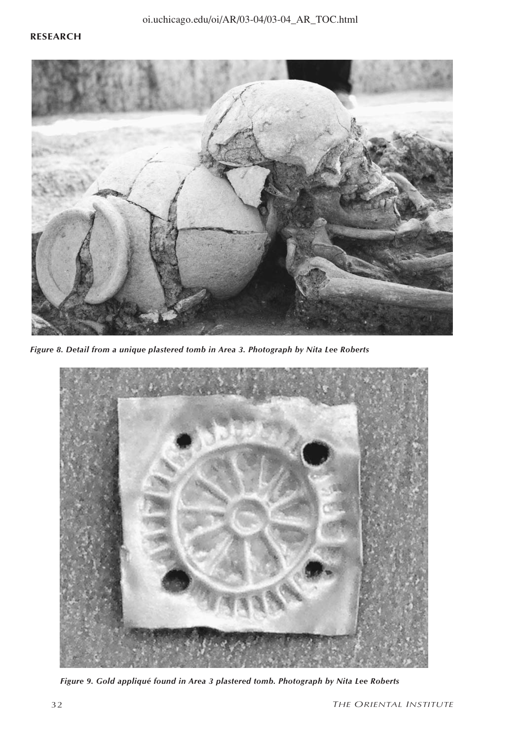*Figure 8. Detail from a unique plastered tomb in Area 3. Photograph by Nita Lee Roberts*

*Figure 9. Gold appliqué found in Area 3 plastered tomb. Photograph by Nita Lee Roberts*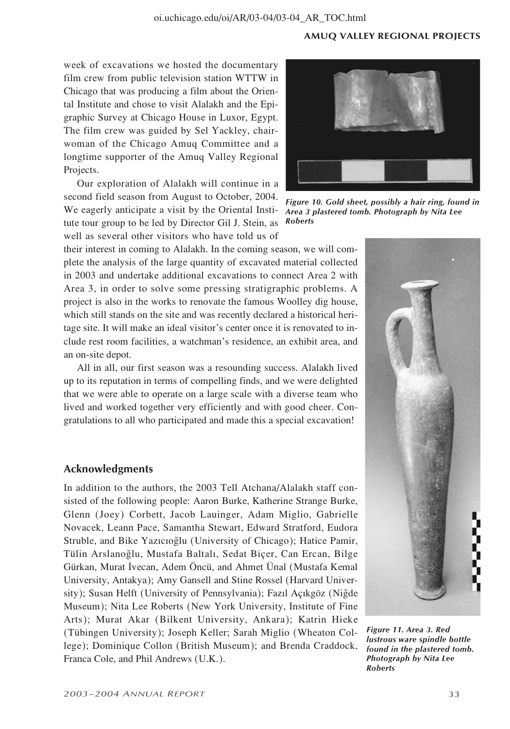week of excavations we hosted the documentary film crew from public television station WTTW in Chicago that was producing a film about the Oriental Institute and chose to visit Alalakh and the Epigraphic Survey at Chicago House in Luxor, Egypt. The film crew was guided by Sel Yackley, chairwoman of the Chicago Amuq Committee and a longtime supporter of the Amuq Valley Regional Projects.

Our exploration of Alalakh will continue in a second field season from August to October, 2004. We eagerly anticipate a visit by the Oriental Institute tour group to be led by Director Gil J. Stein, as well as several other visitors who have told us of their interest in coming to Alalakh. In the coming season, we will complete the analysis of the large quantity of excavated material collected in 2003 and undertake additional excavations to connect Area 2 with Area 3, in order to solve some pressing stratigraphic problems. A project is also in the works to renovate the famous Woolley dig house, which still stands on the site and was recently declared a historical heritage site. It will make an ideal visitor's center once it is renovated to include rest room facilities, a watchman's residence, an exhibit area, and an on-site depot.

All in all, our first season was a resounding success. Alalakh lived up to its reputation in terms of compelling finds, and we were delighted that we were able to operate on a large scale with a diverse team who lived and worked together very efficiently and with good cheer. Congratulations to all who participated and made this a special excavation!

*Figure 10. Gold sheet, possibly a hair ring, found in Area 3 plastered tomb. Photograph by Nita Lee Roberts*

*Figure 11. Area 3. Red lustrous ware spindle bottle found in the plastered tomb. Photograph by Nita Lee Roberts*

## Acknowledgments

In addition to the authors, the 2003 Tell Atchana/Alalakh staff consisted of the following people: Aaron Burke, Katherine Strange Burke, Glenn (Joey) Corbett, Jacob Lauinger, Adam Miglio, Gabrielle Novacek, Leann Pace, Samantha Stewart, Edward Stratford, Eudora Struble, and Bike Yazıcıoğlu (University of Chicago); Hatice Pamir, Tülin Arslanoğlu, Mustafa Baltalı, Sedat Biçer, Can Ercan, Bilge Gürkan, Murat İvecan, Adem Öncü, and Ahmet Ünal (Mustafa Kemal University, Antakya); Amy Gansell and Stine Rossel (Harvard University); Susan Helft (University of Pennsylvania); Fazıl Açıkgöz (Niğde Museum); Nita Lee Roberts (New York University, Institute of Fine Arts); Murat Akar (Bilkent University, Ankara); Katrin Hieke (Tübingen University); Joseph Keller; Sarah Miglio (Wheaton College); Dominique Collon (British Museum); and Brenda Craddock, Franca Cole, and Phil Andrews (U.K.).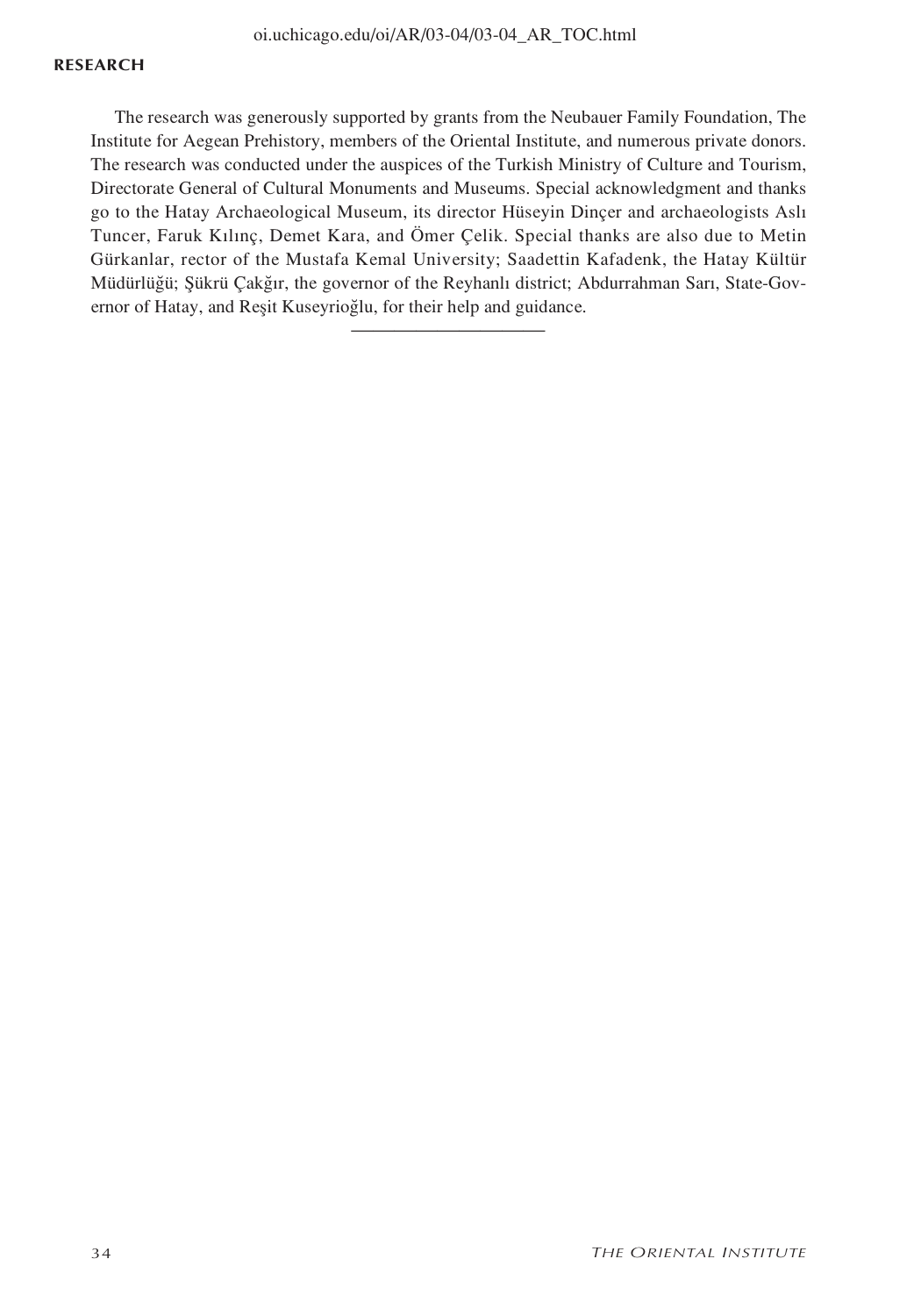The research was generously supported by grants from the Neubauer Family Foundation, The Institute for Aegean Prehistory, members of the Oriental Institute, and numerous private donors. The research was conducted under the auspices of the Turkish Ministry of Culture and Tourism, Directorate General of Cultural Monuments and Museums. Special acknowledgment and thanks go to the Hatay Archaeological Museum, its director Hüseyin Dinçer and archaeologists Aslı Tuncer, Faruk Kılınç, Demet Kara, and Ömer Çelik. Special thanks are also due to Metin Gürkanlar, rector of the Mustafa Kemal University; Saadettin Kafadenk, the Hatay Kültür Müdürlüğü; Şükrü Çakğır, the governor of the Reyhanlı district; Abdurrahman Sarı, State-Governor of Hatay, and Reşit Kuseyrioğlu, for their help and guidance.

---